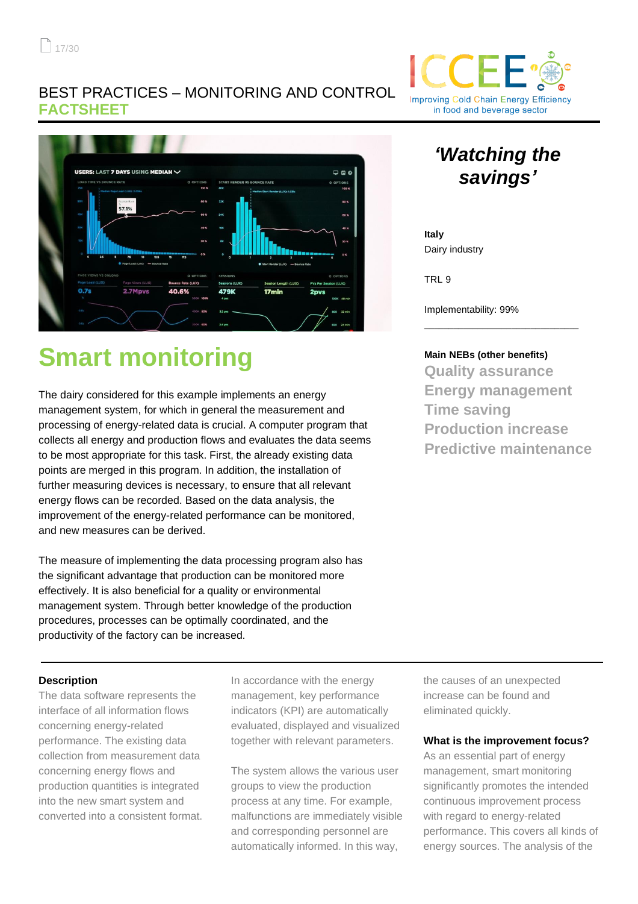BEST PRACTICES – MONITORING AND CONTROL
**FACTSHEET**

# Smart monitoring

The dairy considered for this example implements an energy management system, for which in general the measurement and processing of energy-related data is crucial. A computer program that collects all energy and production flows and evaluates the data seems to be most appropriate for this task. First, the already existing data points are merged in this program. In addition, the installation of further measuring devices is necessary, to ensure that all relevant energy flows can be recorded. Based on the data analysis, the improvement of the energy-related performance can be monitored, and new measures can be derived.

The measure of implementing the data processing program also has the significant advantage that production can be monitored more effectively. It is also beneficial for a quality or environmental management system. Through better knowledge of the production procedures, processes can be optimally coordinated, and the productivity of the factory can be increased.

## *'Watching the savings'*

**Italy**
Dairy industry

TRL 9

Implementability: 99%

**Main NEBs (other benefits)**

- Quality assurance
- Energy management
- Time saving
- Production increase
- Predictive maintenance

### Description

The data software represents the interface of all information flows concerning energy-related performance. The existing data collection from measurement data concerning energy flows and production quantities is integrated into the new smart system and converted into a consistent format.

In accordance with the energy management, key performance indicators (KPI) are automatically evaluated, displayed and visualized together with relevant parameters.

The system allows the various user groups to view the production process at any time. For example, malfunctions are immediately visible and corresponding personnel are automatically informed. In this way, the causes of an unexpected increase can be found and eliminated quickly.

### What is the improvement focus?

As an essential part of energy management, smart monitoring significantly promotes the intended continuous improvement process with regard to energy-related performance. This covers all kinds of energy sources. The analysis of the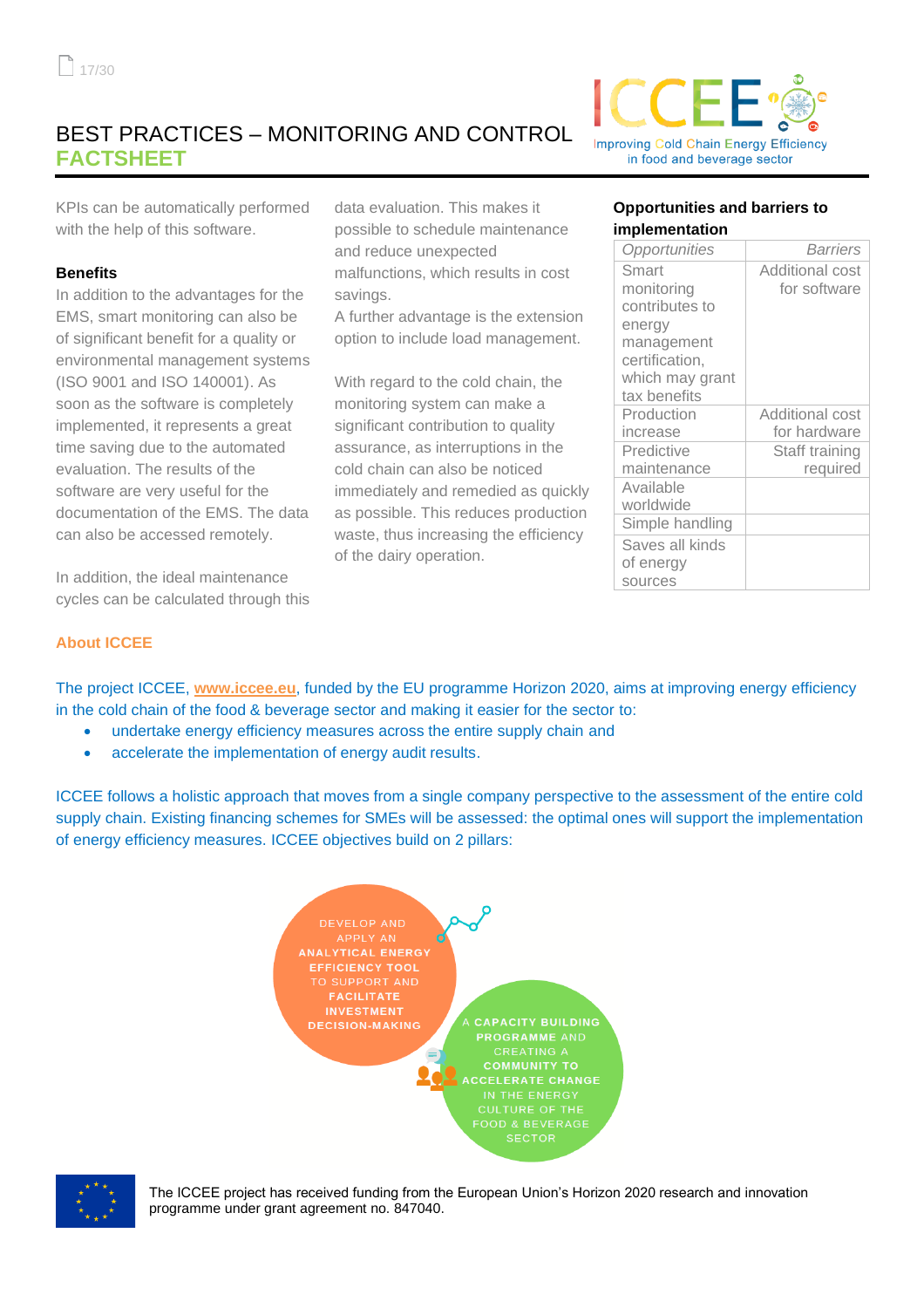# BEST PRACTICES – MONITORING AND CONTROL
## FACTSHEET

KPIs can be automatically performed with the help of this software.

### Benefits

In addition to the advantages for the EMS, smart monitoring can also be of significant benefit for a quality or environmental management systems (ISO 9001 and ISO 140001). As soon as the software is completely implemented, it represents a great time saving due to the automated evaluation. The results of the software are very useful for the documentation of the EMS. The data can also be accessed remotely.

In addition, the ideal maintenance cycles can be calculated through this data evaluation. This makes it possible to schedule maintenance and reduce unexpected malfunctions, which results in cost savings.
A further advantage is the extension option to include load management.

With regard to the cold chain, the monitoring system can make a significant contribution to quality assurance, as interruptions in the cold chain can also be noticed immediately and remedied as quickly as possible. This reduces production waste, thus increasing the efficiency of the dairy operation.

### Opportunities and barriers to implementation

| *Opportunities* | *Barriers* |
|---|---|
| Smart monitoring contributes to energy management certification, which may grant tax benefits | Additional cost for software |
| Production increase | Additional cost for hardware |
| Predictive maintenance | Staff training required |
| Available worldwide | |
| Simple handling | |
| Saves all kinds of energy sources | |

### About ICCEE

The project ICCEE, www.iccee.eu, funded by the EU programme Horizon 2020, aims at improving energy efficiency in the cold chain of the food & beverage sector and making it easier for the sector to:

- undertake energy efficiency measures across the entire supply chain and
- accelerate the implementation of energy audit results.

ICCEE follows a holistic approach that moves from a single company perspective to the assessment of the entire cold supply chain. Existing financing schemes for SMEs will be assessed: the optimal ones will support the implementation of energy efficiency measures. ICCEE objectives build on 2 pillars:

DEVELOP AND APPLY AN ANALYTICAL ENERGY EFFICIENCY TOOL TO SUPPORT AND FACILITATE INVESTMENT DECISION-MAKING

A CAPACITY BUILDING PROGRAMME AND CREATING A COMMUNITY TO ACCELERATE CHANGE IN THE ENERGY CULTURE OF THE FOOD & BEVERAGE SECTOR

The ICCEE project has received funding from the European Union's Horizon 2020 research and innovation programme under grant agreement no. 847040.